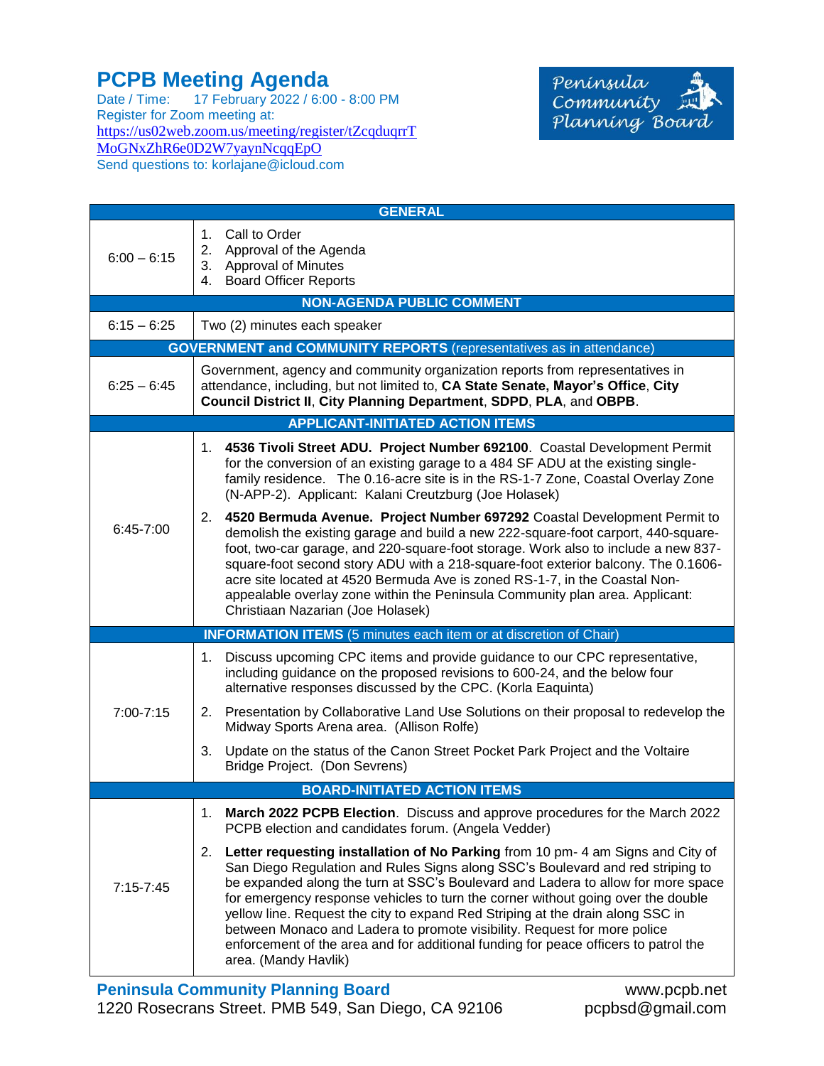# PCPB Meeting Agenda

Date / Time: 17 February 2022 / 6:00 - 8:00 PM
Register for Zoom meeting at:
https://us02web.zoom.us/meeting/register/tZcqduqrrTMoGNxZhR6e0D2W7yaynNcqqEpO
Send questions to: korlajane@icloud.com

Peninsula Community Planning Board

| GENERAL | |
|---|---|
| 6:00 – 6:15 | 1. Call to Order<br>2. Approval of the Agenda<br>3. Approval of Minutes<br>4. Board Officer Reports |
| **NON-AGENDA PUBLIC COMMENT** | |
| 6:15 – 6:25 | Two (2) minutes each speaker |
| **GOVERNMENT and COMMUNITY REPORTS** (representatives as in attendance) | |
| 6:25 – 6:45 | Government, agency and community organization reports from representatives in attendance, including, but not limited to, **CA State Senate, Mayor's Office**, **City Council District II**, **City Planning Department**, **SDPD**, **PLA**, and **OBPB**. |
| **APPLICANT-INITIATED ACTION ITEMS** | |
| 6:45-7:00 | 1. **4536 Tivoli Street ADU. Project Number 692100**. Coastal Development Permit for the conversion of an existing garage to a 484 SF ADU at the existing single-family residence. The 0.16-acre site is in the RS-1-7 Zone, Coastal Overlay Zone (N-APP-2). Applicant: Kalani Creutzburg (Joe Holasek)<br>2. **4520 Bermuda Avenue. Project Number 697292** Coastal Development Permit to demolish the existing garage and build a new 222-square-foot carport, 440-square-foot, two-car garage, and 220-square-foot storage. Work also to include a new 837-square-foot second story ADU with a 218-square-foot exterior balcony. The 0.1606-acre site located at 4520 Bermuda Ave is zoned RS-1-7, in the Coastal Non-appealable overlay zone within the Peninsula Community plan area. Applicant: Christiaan Nazarian (Joe Holasek) |
| **INFORMATION ITEMS** (5 minutes each item or at discretion of Chair) | |
| 7:00-7:15 | 1. Discuss upcoming CPC items and provide guidance to our CPC representative, including guidance on the proposed revisions to 600-24, and the below four alternative responses discussed by the CPC. (Korla Eaquinta)<br>2. Presentation by Collaborative Land Use Solutions on their proposal to redevelop the Midway Sports Arena area. (Allison Rolfe)<br>3. Update on the status of the Canon Street Pocket Park Project and the Voltaire Bridge Project. (Don Sevrens) |
| **BOARD-INITIATED ACTION ITEMS** | |
| 7:15-7:45 | 1. **March 2022 PCPB Election**. Discuss and approve procedures for the March 2022 PCPB election and candidates forum. (Angela Vedder)<br>2. **Letter requesting installation of No Parking** from 10 pm- 4 am Signs and City of San Diego Regulation and Rules Signs along SSC's Boulevard and red striping to be expanded along the turn at SSC's Boulevard and Ladera to allow for more space for emergency response vehicles to turn the corner without going over the double yellow line. Request the city to expand Red Striping at the drain along SSC in between Monaco and Ladera to promote visibility. Request for more police enforcement of the area and for additional funding for peace officers to patrol the area. (Mandy Havlik) |

**Peninsula Community Planning Board**
1220 Rosecrans Street. PMB 549, San Diego, CA 92106
www.pcpb.net
pcpbsd@gmail.com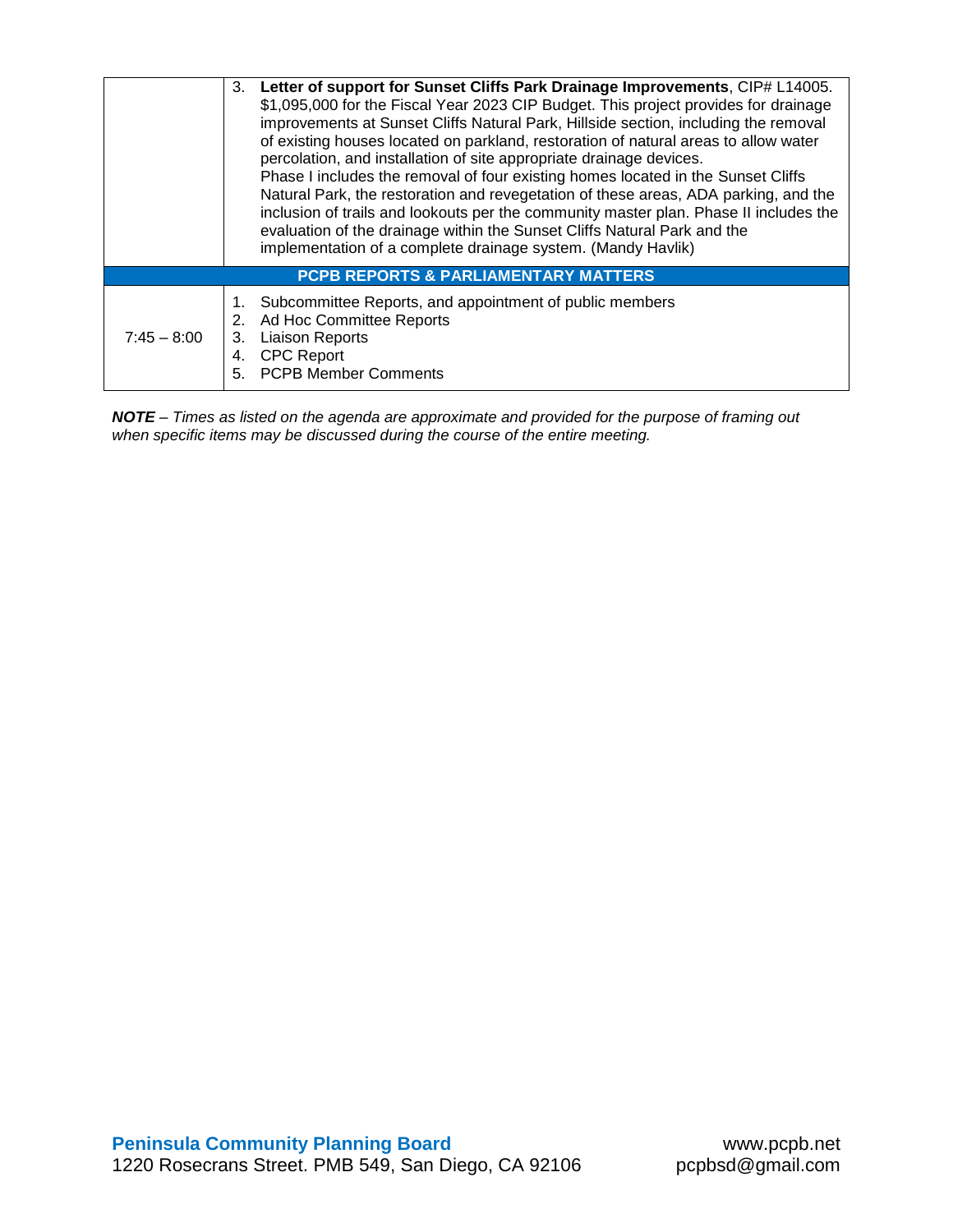| | |
|---|---|
| | 3. **Letter of support for Sunset Cliffs Park Drainage Improvements**, CIP# L14005. \$1,095,000 for the Fiscal Year 2023 CIP Budget. This project provides for drainage improvements at Sunset Cliffs Natural Park, Hillside section, including the removal of existing houses located on parkland, restoration of natural areas to allow water percolation, and installation of site appropriate drainage devices.<br>Phase I includes the removal of four existing homes located in the Sunset Cliffs Natural Park, the restoration and revegetation of these areas, ADA parking, and the inclusion of trails and lookouts per the community master plan. Phase II includes the evaluation of the drainage within the Sunset Cliffs Natural Park and the implementation of a complete drainage system. (Mandy Havlik) |
| **PCPB REPORTS & PARLIAMENTARY MATTERS** | |
| 7:45 – 8:00 | 1. Subcommittee Reports, and appointment of public members<br>2. Ad Hoc Committee Reports<br>3. Liaison Reports<br>4. CPC Report<br>5. PCPB Member Comments |

***NOTE*** *– Times as listed on the agenda are approximate and provided for the purpose of framing out when specific items may be discussed during the course of the entire meeting.*

**Peninsula Community Planning Board**
1220 Rosecrans Street. PMB 549, San Diego, CA 92106

www.pcpb.net
pcpbsd@gmail.com